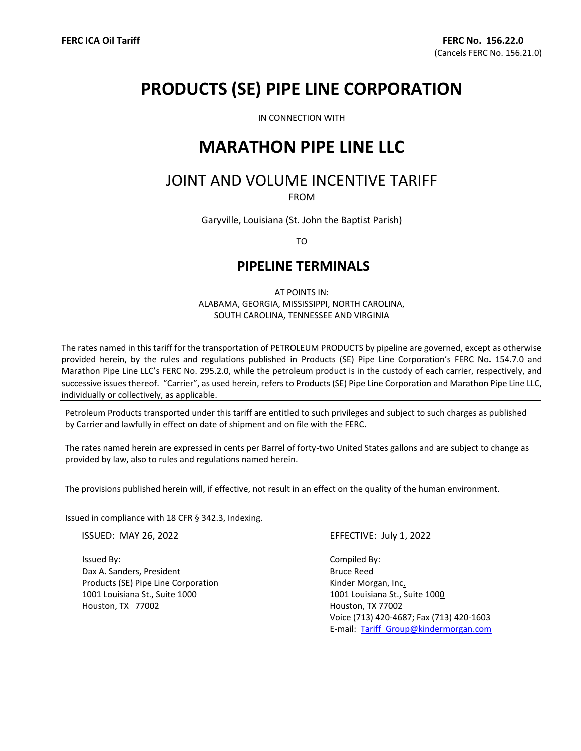FERC ICA Oil Tariff

FERC No. 156.22.0
(Cancels FERC No. 156.21.0)

# PRODUCTS (SE) PIPE LINE CORPORATION

IN CONNECTION WITH

# MARATHON PIPE LINE LLC

## JOINT AND VOLUME INCENTIVE TARIFF

FROM

Garyville, Louisiana (St. John the Baptist Parish)

TO

## PIPELINE TERMINALS

AT POINTS IN:
ALABAMA, GEORGIA, MISSISSIPPI, NORTH CAROLINA,
SOUTH CAROLINA, TENNESSEE AND VIRGINIA

The rates named in this tariff for the transportation of PETROLEUM PRODUCTS by pipeline are governed, except as otherwise provided herein, by the rules and regulations published in Products (SE) Pipe Line Corporation's FERC No**.** 154.7.0 and Marathon Pipe Line LLC's FERC No. 295.2.0, while the petroleum product is in the custody of each carrier, respectively, and successive issues thereof. "Carrier", as used herein, refers to Products (SE) Pipe Line Corporation and Marathon Pipe Line LLC, individually or collectively, as applicable.

Petroleum Products transported under this tariff are entitled to such privileges and subject to such charges as published by Carrier and lawfully in effect on date of shipment and on file with the FERC.

The rates named herein are expressed in cents per Barrel of forty-two United States gallons and are subject to change as provided by law, also to rules and regulations named herein.

The provisions published herein will, if effective, not result in an effect on the quality of the human environment.

Issued in compliance with 18 CFR § 342.3, Indexing.

ISSUED: MAY 26, 2022

EFFECTIVE: July 1, 2022

Issued By:
Dax A. Sanders, President
Products (SE) Pipe Line Corporation
1001 Louisiana St., Suite 1000
Houston, TX 77002

Compiled By:
Bruce Reed
Kinder Morgan, Inc.
1001 Louisiana St., Suite 1000
Houston, TX 77002
Voice (713) 420-4687; Fax (713) 420-1603
E-mail: Tariff_Group@kindermorgan.com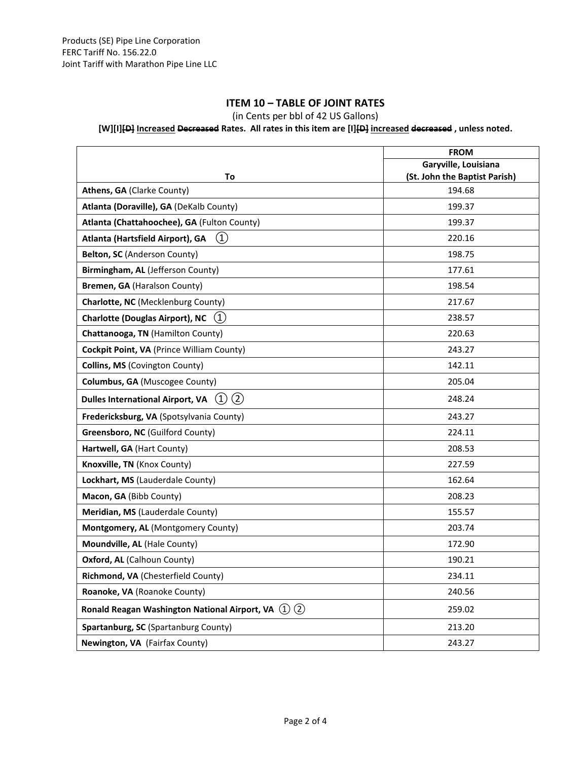Products (SE) Pipe Line Corporation
FERC Tariff No. 156.22.0
Joint Tariff with Marathon Pipe Line LLC

## ITEM 10 – TABLE OF JOINT RATES

(in Cents per bbl of 42 US Gallons)

**[W][I]~~[D]~~ Increased ~~Decreased~~ Rates. All rates in this item are [I]~~[D]~~ increased ~~decreased~~ , unless noted.**

| To | FROM Garyville, Louisiana (St. John the Baptist Parish) |
|---|---|
| **Athens, GA** (Clarke County) | 194.68 |
| **Atlanta (Doraville), GA** (DeKalb County) | 199.37 |
| **Atlanta (Chattahoochee), GA** (Fulton County) | 199.37 |
| **Atlanta (Hartsfield Airport), GA** ① | 220.16 |
| **Belton, SC** (Anderson County) | 198.75 |
| **Birmingham, AL** (Jefferson County) | 177.61 |
| **Bremen, GA** (Haralson County) | 198.54 |
| **Charlotte, NC** (Mecklenburg County) | 217.67 |
| **Charlotte (Douglas Airport), NC** ① | 238.57 |
| **Chattanooga, TN** (Hamilton County) | 220.63 |
| **Cockpit Point, VA** (Prince William County) | 243.27 |
| **Collins, MS** (Covington County) | 142.11 |
| **Columbus, GA** (Muscogee County) | 205.04 |
| **Dulles International Airport, VA** ① ② | 248.24 |
| **Fredericksburg, VA** (Spotsylvania County) | 243.27 |
| **Greensboro, NC** (Guilford County) | 224.11 |
| **Hartwell, GA** (Hart County) | 208.53 |
| **Knoxville, TN** (Knox County) | 227.59 |
| **Lockhart, MS** (Lauderdale County) | 162.64 |
| **Macon, GA** (Bibb County) | 208.23 |
| **Meridian, MS** (Lauderdale County) | 155.57 |
| **Montgomery, AL** (Montgomery County) | 203.74 |
| **Moundville, AL** (Hale County) | 172.90 |
| **Oxford, AL** (Calhoun County) | 190.21 |
| **Richmond, VA** (Chesterfield County) | 234.11 |
| **Roanoke, VA** (Roanoke County) | 240.56 |
| **Ronald Reagan Washington National Airport, VA** ① ② | 259.02 |
| **Spartanburg, SC** (Spartanburg County) | 213.20 |
| **Newington, VA** (Fairfax County) | 243.27 |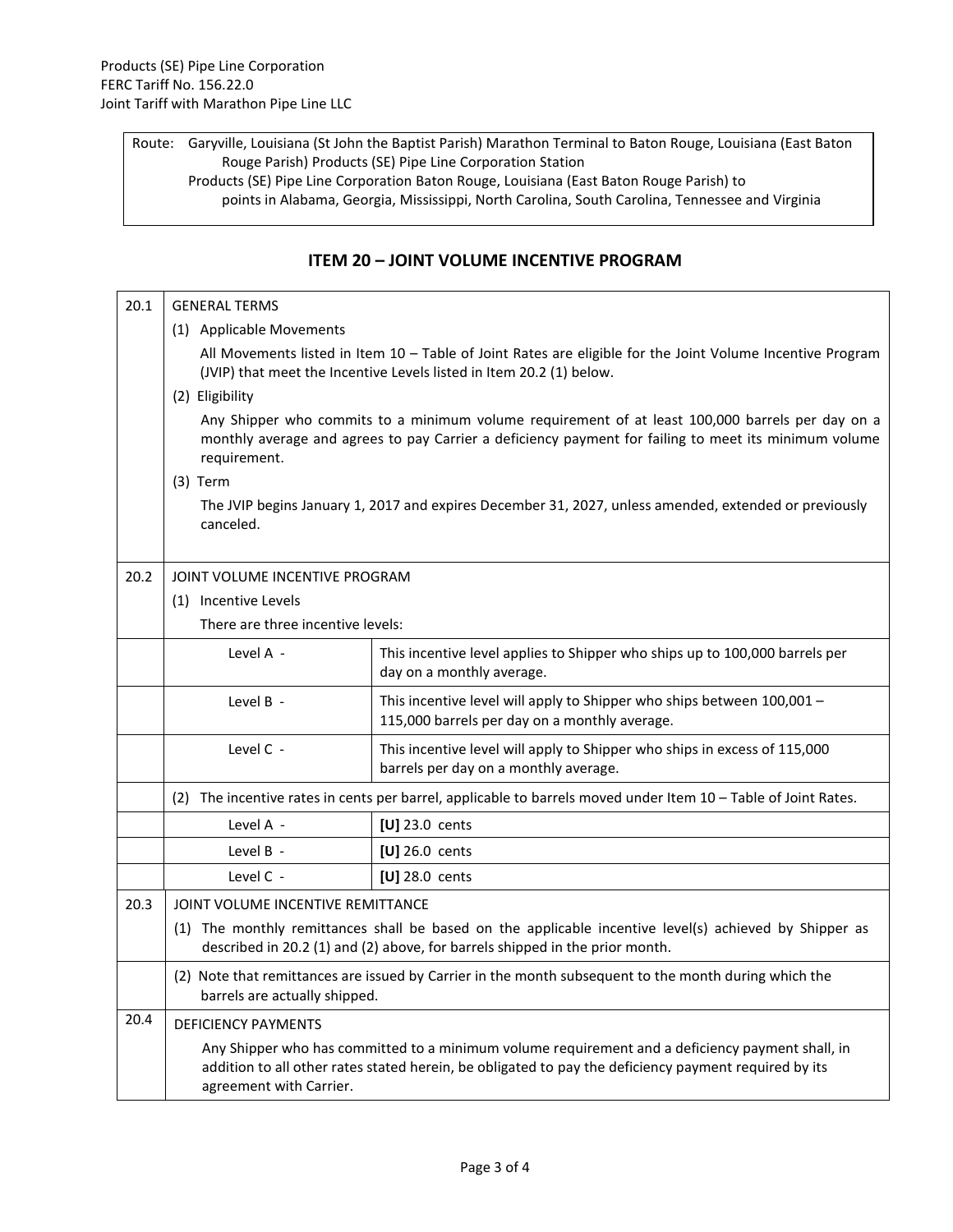Products (SE) Pipe Line Corporation
FERC Tariff No. 156.22.0
Joint Tariff with Marathon Pipe Line LLC

Route: Garyville, Louisiana (St John the Baptist Parish) Marathon Terminal to Baton Rouge, Louisiana (East Baton Rouge Parish) Products (SE) Pipe Line Corporation Station
Products (SE) Pipe Line Corporation Baton Rouge, Louisiana (East Baton Rouge Parish) to points in Alabama, Georgia, Mississippi, North Carolina, South Carolina, Tennessee and Virginia

## ITEM 20 – JOINT VOLUME INCENTIVE PROGRAM

| | | |
|---|---|---|
| 20.1 | GENERAL TERMS<br>(1) Applicable Movements<br>All Movements listed in Item 10 – Table of Joint Rates are eligible for the Joint Volume Incentive Program (JVIP) that meet the Incentive Levels listed in Item 20.2 (1) below.<br>(2) Eligibility<br>Any Shipper who commits to a minimum volume requirement of at least 100,000 barrels per day on a monthly average and agrees to pay Carrier a deficiency payment for failing to meet its minimum volume requirement.<br>(3) Term<br>The JVIP begins January 1, 2017 and expires December 31, 2027, unless amended, extended or previously canceled. | |
| 20.2 | JOINT VOLUME INCENTIVE PROGRAM<br>(1) Incentive Levels<br>There are three incentive levels: | |
| | Level A - | This incentive level applies to Shipper who ships up to 100,000 barrels per day on a monthly average. |
| | Level B - | This incentive level will apply to Shipper who ships between 100,001 – 115,000 barrels per day on a monthly average. |
| | Level C - | This incentive level will apply to Shipper who ships in excess of 115,000 barrels per day on a monthly average. |
| | (2) The incentive rates in cents per barrel, applicable to barrels moved under Item 10 – Table of Joint Rates. | |
| | Level A - | **[U]** 23.0 cents |
| | Level B - | **[U]** 26.0 cents |
| | Level C - | **[U]** 28.0 cents |
| 20.3 | JOINT VOLUME INCENTIVE REMITTANCE<br>(1) The monthly remittances shall be based on the applicable incentive level(s) achieved by Shipper as described in 20.2 (1) and (2) above, for barrels shipped in the prior month. | |
| | (2) Note that remittances are issued by Carrier in the month subsequent to the month during which the barrels are actually shipped. | |
| 20.4 | DEFICIENCY PAYMENTS<br>Any Shipper who has committed to a minimum volume requirement and a deficiency payment shall, in addition to all other rates stated herein, be obligated to pay the deficiency payment required by its agreement with Carrier. | |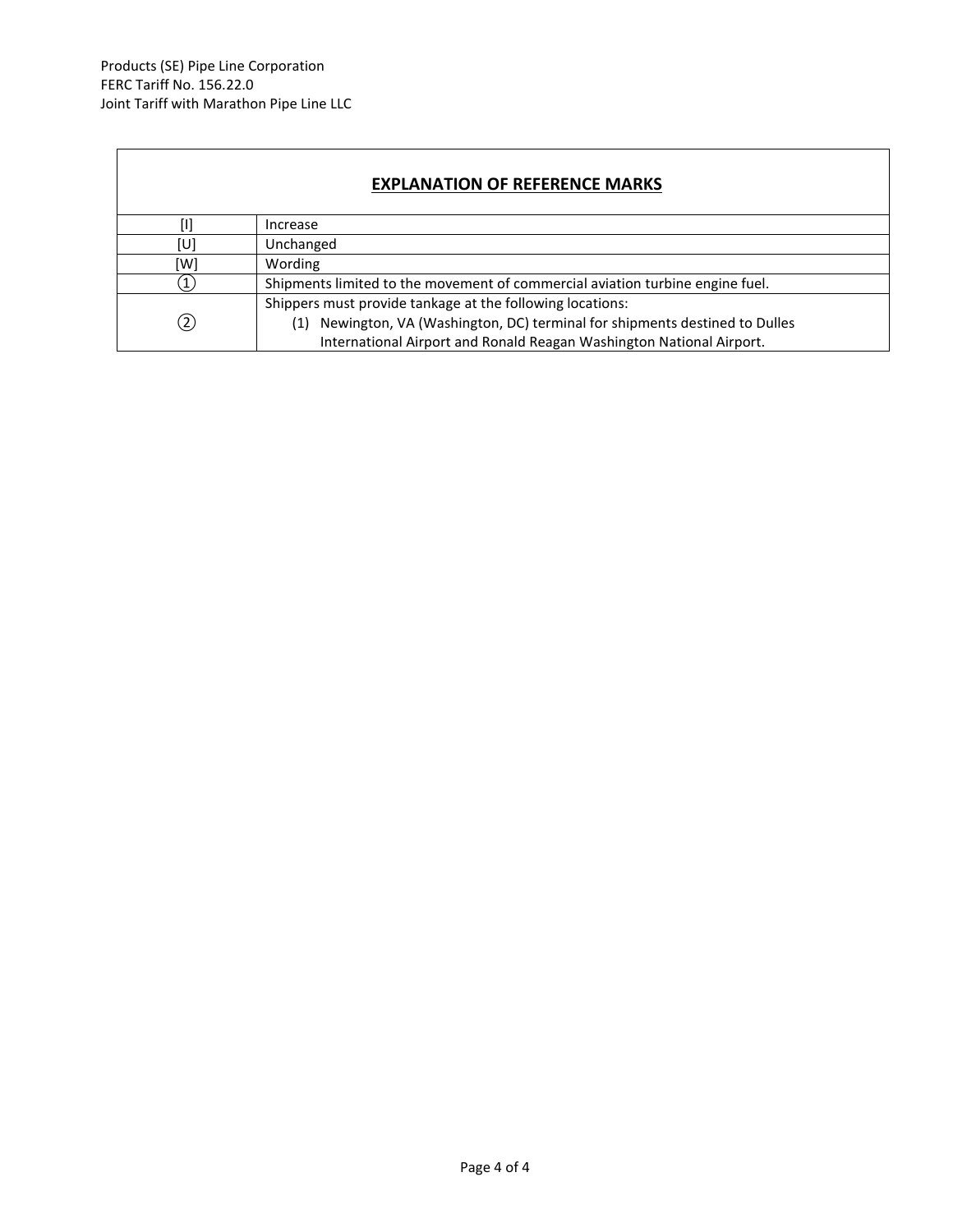Products (SE) Pipe Line Corporation
FERC Tariff No. 156.22.0
Joint Tariff with Marathon Pipe Line LLC

## EXPLANATION OF REFERENCE MARKS

| | |
|---|---|
| [I] | Increase |
| [U] | Unchanged |
| [W] | Wording |
| ① | Shipments limited to the movement of commercial aviation turbine engine fuel. |
| ② | Shippers must provide tankage at the following locations:<br>(1) Newington, VA (Washington, DC) terminal for shipments destined to Dulles International Airport and Ronald Reagan Washington National Airport. |